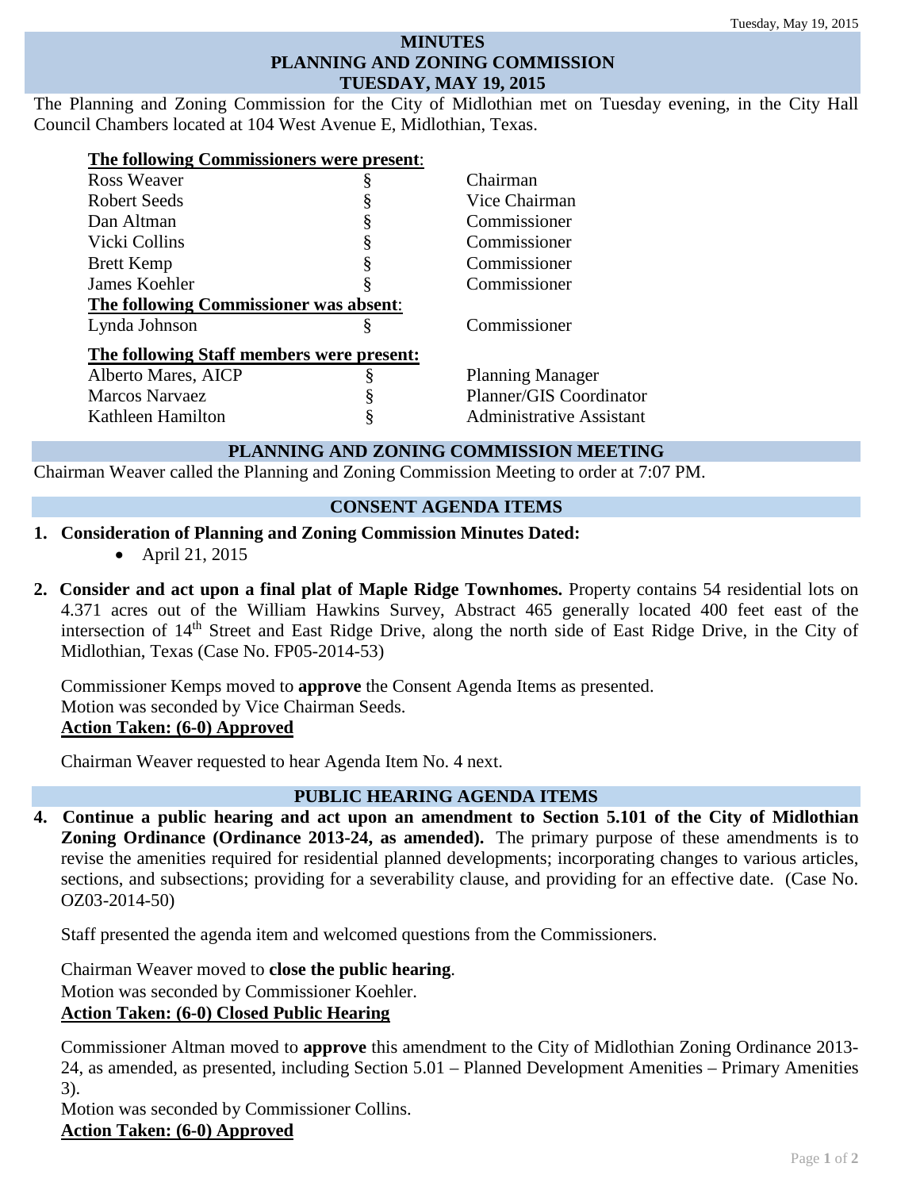# MINUTES
# PLANNING AND ZONING COMMISSION
# TUESDAY, MAY 19, 2015

The Planning and Zoning Commission for the City of Midlothian met on Tuesday evening, in the City Hall Council Chambers located at 104 West Avenue E, Midlothian, Texas.

**The following Commissioners were present:**

| | | |
|---|---|---|
| Ross Weaver | § | Chairman |
| Robert Seeds | § | Vice Chairman |
| Dan Altman | § | Commissioner |
| Vicki Collins | § | Commissioner |
| Brett Kemp | § | Commissioner |
| James Koehler | § | Commissioner |

**The following Commissioner was absent:**

| | | |
|---|---|---|
| Lynda Johnson | § | Commissioner |

**The following Staff members were present:**

| | | |
|---|---|---|
| Alberto Mares, AICP | § | Planning Manager |
| Marcos Narvaez | § | Planner/GIS Coordinator |
| Kathleen Hamilton | § | Administrative Assistant |

## PLANNING AND ZONING COMMISSION MEETING

Chairman Weaver called the Planning and Zoning Commission Meeting to order at 7:07 PM.

## CONSENT AGENDA ITEMS

1. **Consideration of Planning and Zoning Commission Minutes Dated:**
   - April 21, 2015

2. **Consider and act upon a final plat of Maple Ridge Townhomes.** Property contains 54 residential lots on 4.371 acres out of the William Hawkins Survey, Abstract 465 generally located 400 feet east of the intersection of 14th Street and East Ridge Drive, along the north side of East Ridge Drive, in the City of Midlothian, Texas (Case No. FP05-2014-53)

   Commissioner Kemps moved to **approve** the Consent Agenda Items as presented.
   Motion was seconded by Vice Chairman Seeds.
   **Action Taken: (6-0) Approved**

   Chairman Weaver requested to hear Agenda Item No. 4 next.

## PUBLIC HEARING AGENDA ITEMS

4. **Continue a public hearing and act upon an amendment to Section 5.101 of the City of Midlothian Zoning Ordinance (Ordinance 2013-24, as amended).** The primary purpose of these amendments is to revise the amenities required for residential planned developments; incorporating changes to various articles, sections, and subsections; providing for a severability clause, and providing for an effective date. (Case No. OZ03-2014-50)

   Staff presented the agenda item and welcomed questions from the Commissioners.

   Chairman Weaver moved to **close the public hearing**.
   Motion was seconded by Commissioner Koehler.
   **Action Taken: (6-0) Closed Public Hearing**

   Commissioner Altman moved to **approve** this amendment to the City of Midlothian Zoning Ordinance 2013-24, as amended, as presented, including Section 5.01 – Planned Development Amenities – Primary Amenities 3).
   Motion was seconded by Commissioner Collins.
   **Action Taken: (6-0) Approved**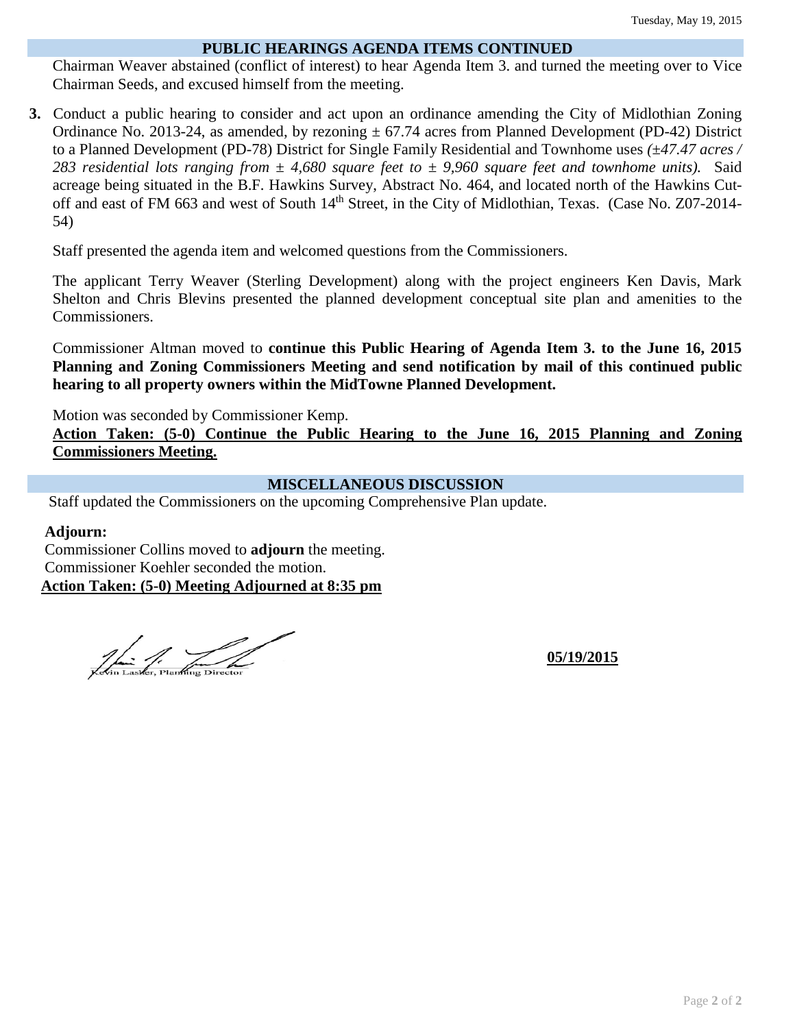## PUBLIC HEARINGS AGENDA ITEMS CONTINUED

Chairman Weaver abstained (conflict of interest) to hear Agenda Item 3. and turned the meeting over to Vice Chairman Seeds, and excused himself from the meeting.

**3.** Conduct a public hearing to consider and act upon an ordinance amending the City of Midlothian Zoning Ordinance No. 2013-24, as amended, by rezoning ± 67.74 acres from Planned Development (PD-42) District to a Planned Development (PD-78) District for Single Family Residential and Townhome uses *(±47.47 acres / 283 residential lots ranging from ± 4,680 square feet to ± 9,960 square feet and townhome units).* Said acreage being situated in the B.F. Hawkins Survey, Abstract No. 464, and located north of the Hawkins Cut-off and east of FM 663 and west of South 14th Street, in the City of Midlothian, Texas. (Case No. Z07-2014-54)

Staff presented the agenda item and welcomed questions from the Commissioners.

The applicant Terry Weaver (Sterling Development) along with the project engineers Ken Davis, Mark Shelton and Chris Blevins presented the planned development conceptual site plan and amenities to the Commissioners.

Commissioner Altman moved to **continue this Public Hearing of Agenda Item 3. to the June 16, 2015 Planning and Zoning Commissioners Meeting and send notification by mail of this continued public hearing to all property owners within the MidTowne Planned Development.**

Motion was seconded by Commissioner Kemp.

**Action Taken: (5-0) Continue the Public Hearing to the June 16, 2015 Planning and Zoning Commissioners Meeting.**

## MISCELLANEOUS DISCUSSION

Staff updated the Commissioners on the upcoming Comprehensive Plan update.

**Adjourn:**

Commissioner Collins moved to **adjourn** the meeting.
Commissioner Koehler seconded the motion.

**Action Taken: (5-0) Meeting Adjourned at 8:35 pm**

Kevin Lasher, Planning Director

**05/19/2015**